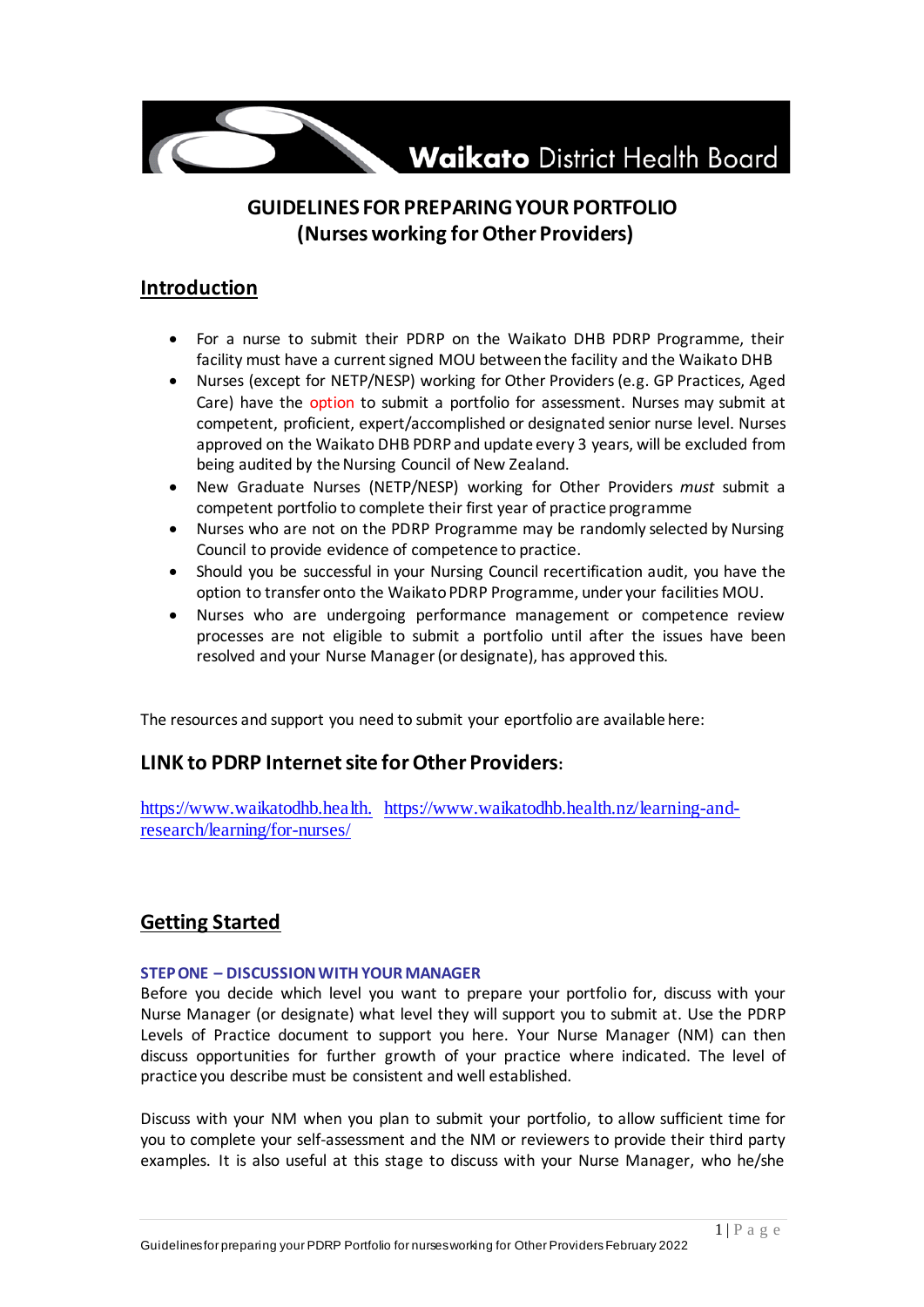Waikato District Health Board

# GUIDELINES FOR PREPARING YOUR PORTFOLIO
# (Nurses working for Other Providers)

## Introduction

- For a nurse to submit their PDRP on the Waikato DHB PDRP Programme, their facility must have a current signed MOU between the facility and the Waikato DHB
- Nurses (except for NETP/NESP) working for Other Providers (e.g. GP Practices, Aged Care) have the option to submit a portfolio for assessment. Nurses may submit at competent, proficient, expert/accomplished or designated senior nurse level. Nurses approved on the Waikato DHB PDRP and update every 3 years, will be excluded from being audited by the Nursing Council of New Zealand.
- New Graduate Nurses (NETP/NESP) working for Other Providers *must* submit a competent portfolio to complete their first year of practice programme
- Nurses who are not on the PDRP Programme may be randomly selected by Nursing Council to provide evidence of competence to practice.
- Should you be successful in your Nursing Council recertification audit, you have the option to transfer onto the Waikato PDRP Programme, under your facilities MOU.
- Nurses who are undergoing performance management or competence review processes are not eligible to submit a portfolio until after the issues have been resolved and your Nurse Manager (or designate), has approved this.

The resources and support you need to submit your eportfolio are available here:

### LINK to PDRP Internet site for Other Providers:

https://www.waikatodhb.health. https://www.waikatodhb.health.nz/learning-and-research/learning/for-nurses/

## Getting Started

#### STEP ONE – DISCUSSION WITH YOUR MANAGER

Before you decide which level you want to prepare your portfolio for, discuss with your Nurse Manager (or designate) what level they will support you to submit at. Use the PDRP Levels of Practice document to support you here. Your Nurse Manager (NM) can then discuss opportunities for further growth of your practice where indicated. The level of practice you describe must be consistent and well established.

Discuss with your NM when you plan to submit your portfolio, to allow sufficient time for you to complete your self-assessment and the NM or reviewers to provide their third party examples. It is also useful at this stage to discuss with your Nurse Manager, who he/she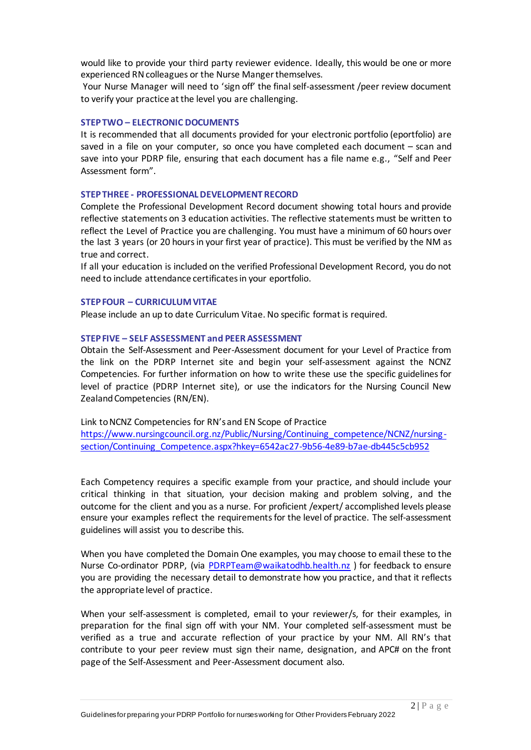would like to provide your third party reviewer evidence. Ideally, this would be one or more experienced RN colleagues or the Nurse Manger themselves.
Your Nurse Manager will need to 'sign off' the final self-assessment /peer review document to verify your practice at the level you are challenging.

### STEP TWO – ELECTRONIC DOCUMENTS

It is recommended that all documents provided for your electronic portfolio (eportfolio) are saved in a file on your computer, so once you have completed each document – scan and save into your PDRP file, ensuring that each document has a file name e.g., "Self and Peer Assessment form".

### STEP THREE - PROFESSIONAL DEVELOPMENT RECORD

Complete the Professional Development Record document showing total hours and provide reflective statements on 3 education activities. The reflective statements must be written to reflect the Level of Practice you are challenging. You must have a minimum of 60 hours over the last 3 years (or 20 hours in your first year of practice). This must be verified by the NM as true and correct.
If all your education is included on the verified Professional Development Record, you do not need to include attendance certificates in your eportfolio.

### STEP FOUR – CURRICULUM VITAE

Please include an up to date Curriculum Vitae. No specific format is required.

### STEP FIVE – SELF ASSESSMENT and PEER ASSESSMENT

Obtain the Self-Assessment and Peer-Assessment document for your Level of Practice from the link on the PDRP Internet site and begin your self-assessment against the NCNZ Competencies. For further information on how to write these use the specific guidelines for level of practice (PDRP Internet site), or use the indicators for the Nursing Council New Zealand Competencies (RN/EN).

Link to NCNZ Competencies for RN's and EN Scope of Practice
[https://www.nursingcouncil.org.nz/Public/Nursing/Continuing_competence/NCNZ/nursing-section/Continuing_Competence.aspx?hkey=6542ac27-9b56-4e89-b7ae-db445c5cb952](https://www.nursingcouncil.org.nz/Public/Nursing/Continuing_competence/NCNZ/nursing-section/Continuing_Competence.aspx?hkey=6542ac27-9b56-4e89-b7ae-db445c5cb952)

Each Competency requires a specific example from your practice, and should include your critical thinking in that situation, your decision making and problem solving, and the outcome for the client and you as a nurse. For proficient /expert/ accomplished levels please ensure your examples reflect the requirements for the level of practice. The self-assessment guidelines will assist you to describe this.

When you have completed the Domain One examples, you may choose to email these to the Nurse Co-ordinator PDRP, (via PDRPTeam@waikatodhb.health.nz ) for feedback to ensure you are providing the necessary detail to demonstrate how you practice, and that it reflects the appropriate level of practice.

When your self-assessment is completed, email to your reviewer/s, for their examples, in preparation for the final sign off with your NM. Your completed self-assessment must be verified as a true and accurate reflection of your practice by your NM. All RN's that contribute to your peer review must sign their name, designation, and APC# on the front page of the Self-Assessment and Peer-Assessment document also.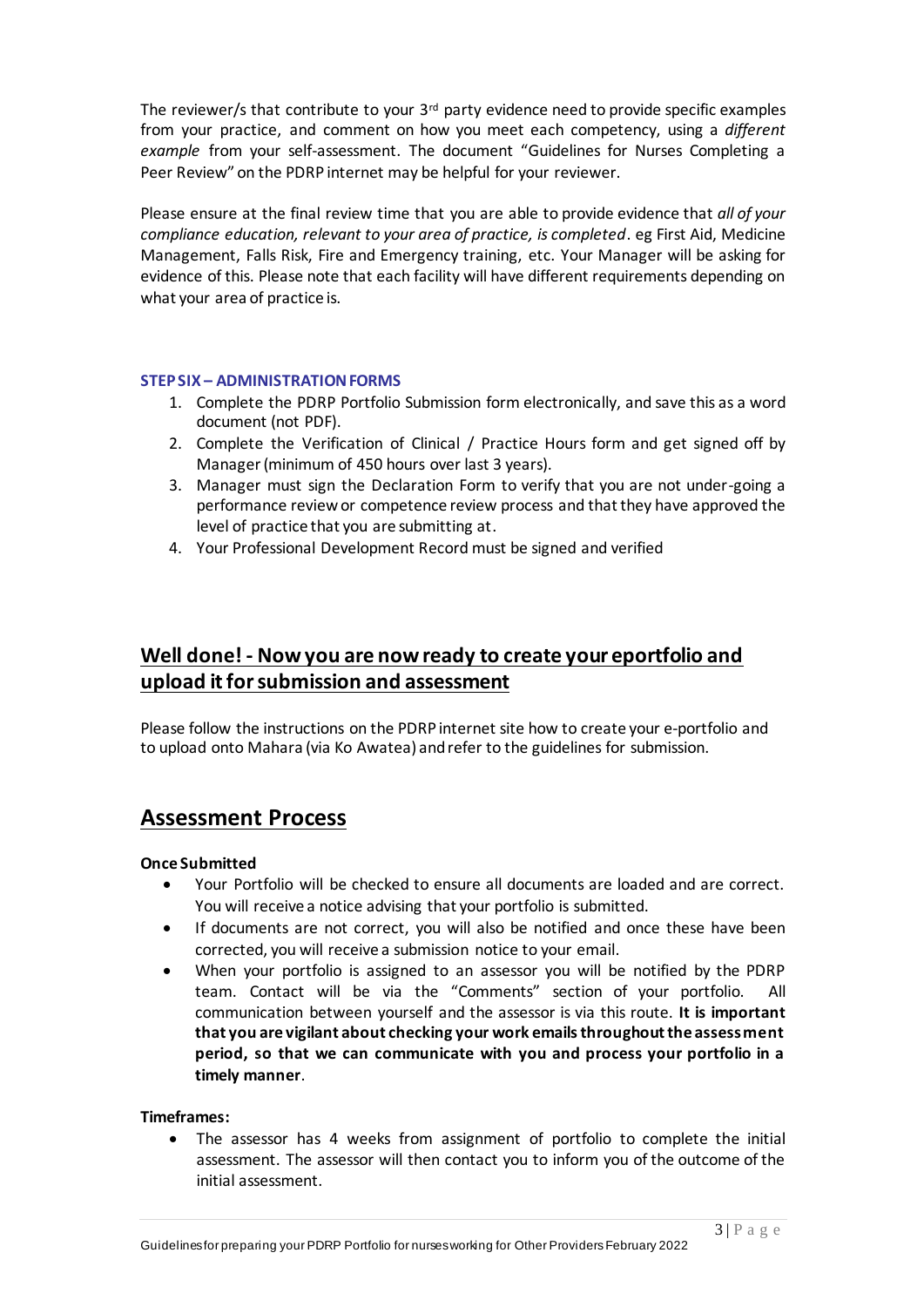The reviewer/s that contribute to your 3rd party evidence need to provide specific examples from your practice, and comment on how you meet each competency, using a *different example* from your self-assessment. The document "Guidelines for Nurses Completing a Peer Review" on the PDRP internet may be helpful for your reviewer.

Please ensure at the final review time that you are able to provide evidence that *all of your compliance education, relevant to your area of practice, is completed*. eg First Aid, Medicine Management, Falls Risk, Fire and Emergency training, etc. Your Manager will be asking for evidence of this. Please note that each facility will have different requirements depending on what your area of practice is.

#### STEP SIX – ADMINISTRATION FORMS

1. Complete the PDRP Portfolio Submission form electronically, and save this as a word document (not PDF).
2. Complete the Verification of Clinical / Practice Hours form and get signed off by Manager (minimum of 450 hours over last 3 years).
3. Manager must sign the Declaration Form to verify that you are not under-going a performance review or competence review process and that they have approved the level of practice that you are submitting at.
4. Your Professional Development Record must be signed and verified

## Well done! - Now you are now ready to create your eportfolio and upload it for submission and assessment

Please follow the instructions on the PDRP internet site how to create your e-portfolio and to upload onto Mahara (via Ko Awatea) and refer to the guidelines for submission.

## Assessment Process

**Once Submitted**

- Your Portfolio will be checked to ensure all documents are loaded and are correct. You will receive a notice advising that your portfolio is submitted.
- If documents are not correct, you will also be notified and once these have been corrected, you will receive a submission notice to your email.
- When your portfolio is assigned to an assessor you will be notified by the PDRP team. Contact will be via the "Comments" section of your portfolio. All communication between yourself and the assessor is via this route. **It is important that you are vigilant about checking your work emails throughout the assessment period, so that we can communicate with you and process your portfolio in a timely manner**.

**Timeframes:**

- The assessor has 4 weeks from assignment of portfolio to complete the initial assessment. The assessor will then contact you to inform you of the outcome of the initial assessment.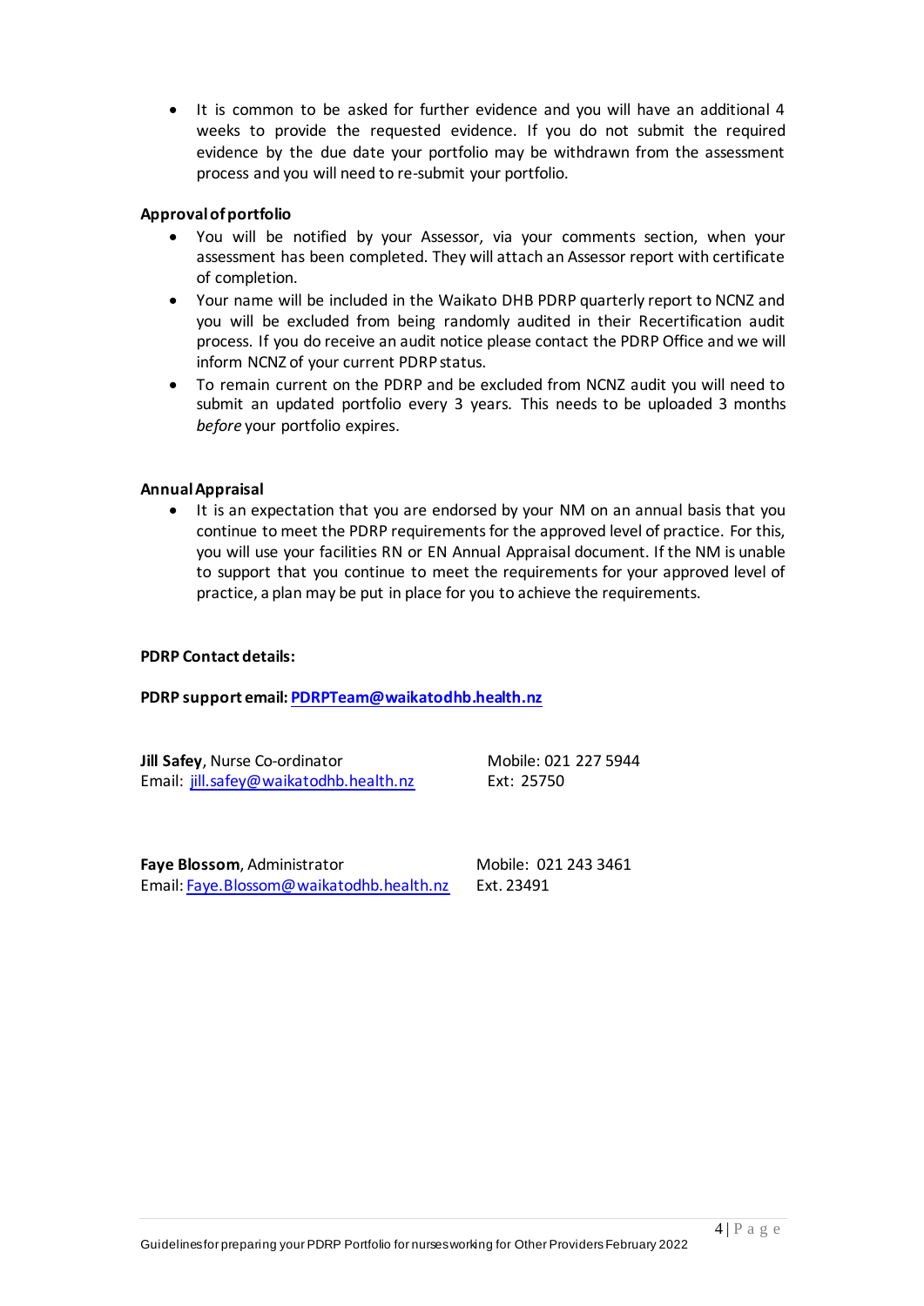- It is common to be asked for further evidence and you will have an additional 4 weeks to provide the requested evidence. If you do not submit the required evidence by the due date your portfolio may be withdrawn from the assessment process and you will need to re-submit your portfolio.

**Approval of portfolio**

- You will be notified by your Assessor, via your comments section, when your assessment has been completed. They will attach an Assessor report with certificate of completion.
- Your name will be included in the Waikato DHB PDRP quarterly report to NCNZ and you will be excluded from being randomly audited in their Recertification audit process. If you do receive an audit notice please contact the PDRP Office and we will inform NCNZ of your current PDRP status.
- To remain current on the PDRP and be excluded from NCNZ audit you will need to submit an updated portfolio every 3 years. This needs to be uploaded 3 months *before* your portfolio expires.

**Annual Appraisal**

- It is an expectation that you are endorsed by your NM on an annual basis that you continue to meet the PDRP requirements for the approved level of practice. For this, you will use your facilities RN or EN Annual Appraisal document. If the NM is unable to support that you continue to meet the requirements for your approved level of practice, a plan may be put in place for you to achieve the requirements.

**PDRP Contact details:**

**PDRP support email: PDRPTeam@waikatodhb.health.nz**

**Jill Safey**, Nurse Co-ordinator
Email: jill.safey@waikatodhb.health.nz
Mobile: 021 227 5944
Ext: 25750

**Faye Blossom**, Administrator
Email: Faye.Blossom@waikatodhb.health.nz
Mobile: 021 243 3461
Ext. 23491